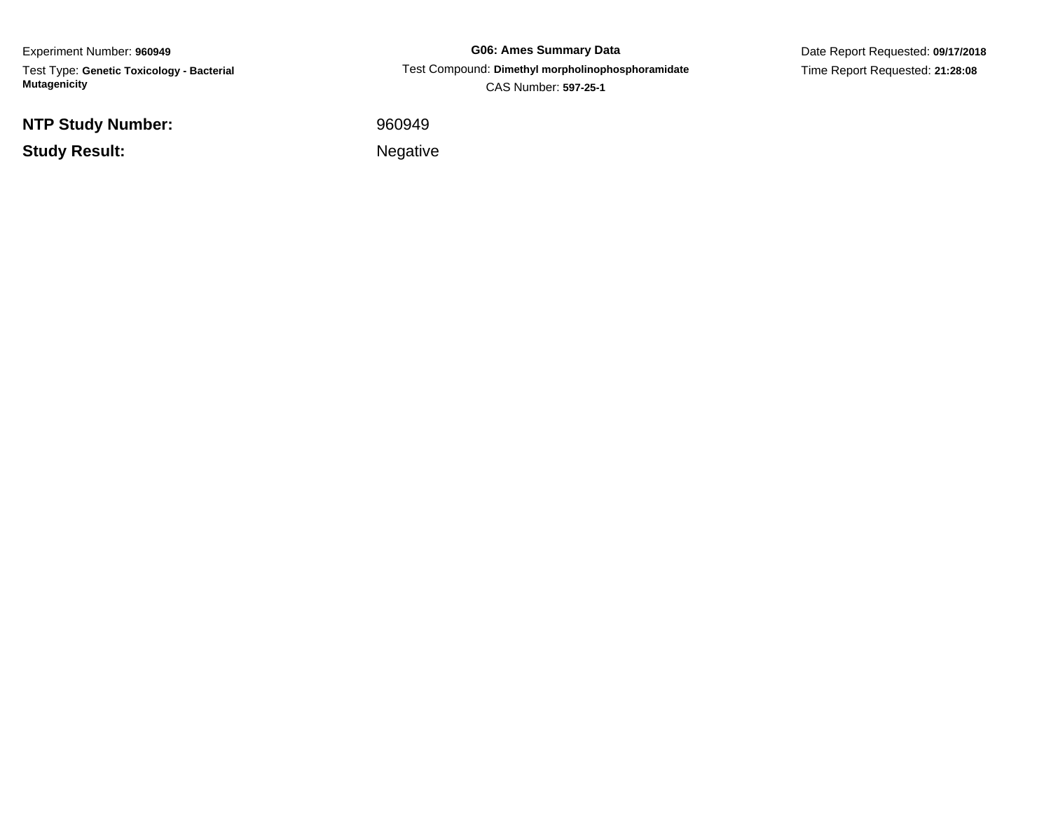Experiment Number: **960949**

Test Type: **Genetic Toxicology - Bacterial Mutagenicity**

**G06: Ames Summary Data**

Test Compound: **Dimethyl morpholinophosphoramidate**

CAS Number: **597-25-1**

Date Report Requested: **09/17/2018**

Time Report Requested: **21:28:08**

**NTP Study Number:** 960949

**Study Result:** Negative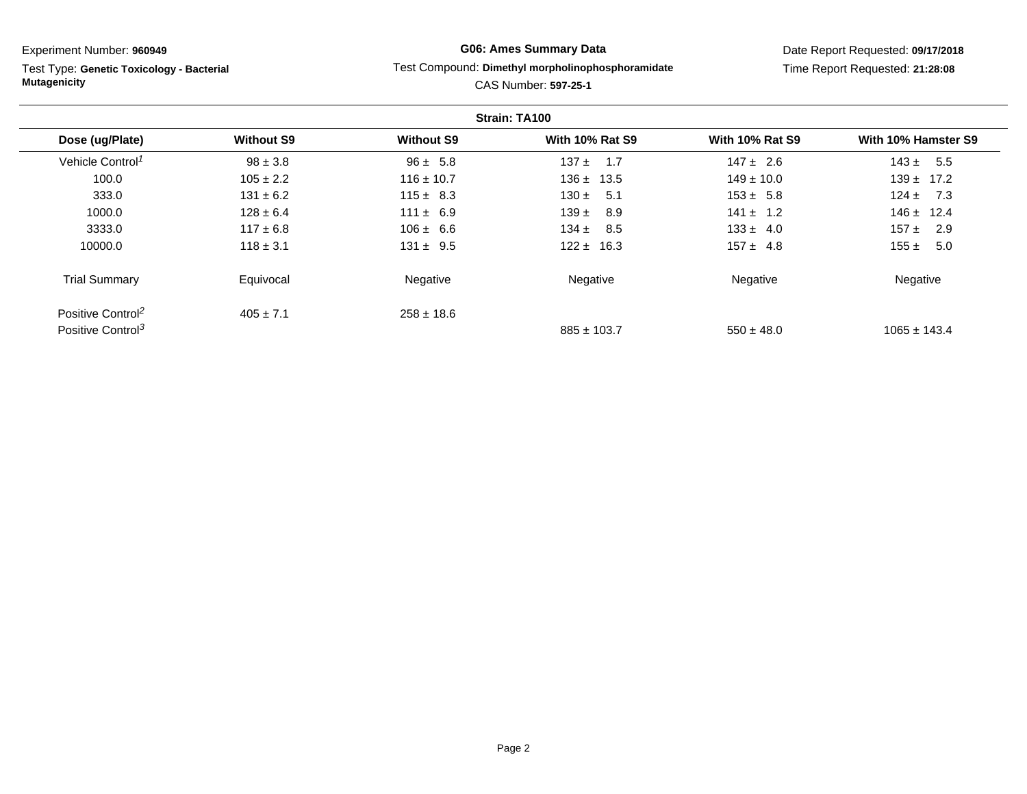Experiment Number: **960949**

Test Type: **Genetic Toxicology - Bacterial Mutagenicity**

**G06: Ames Summary Data**

Test Compound: **Dimethyl morpholinophosphoramidate**

CAS Number: **597-25-1**

Date Report Requested: **09/17/2018**

Time Report Requested: **21:28:08**

**Strain: TA100**

| Dose (ug/Plate) | Without S9 | Without S9 | With 10% Rat S9 | With 10% Rat S9 | With 10% Hamster S9 |
|---|---|---|---|---|---|
| Vehicle Control[1] | 98 ± 3.8 | 96 ± 5.8 | 137 ± 1.7 | 147 ± 2.6 | 143 ± 5.5 |
| 100.0 | 105 ± 2.2 | 116 ± 10.7 | 136 ± 13.5 | 149 ± 10.0 | 139 ± 17.2 |
| 333.0 | 131 ± 6.2 | 115 ± 8.3 | 130 ± 5.1 | 153 ± 5.8 | 124 ± 7.3 |
| 1000.0 | 128 ± 6.4 | 111 ± 6.9 | 139 ± 8.9 | 141 ± 1.2 | 146 ± 12.4 |
| 3333.0 | 117 ± 6.8 | 106 ± 6.6 | 134 ± 8.5 | 133 ± 4.0 | 157 ± 2.9 |
| 10000.0 | 118 ± 3.1 | 131 ± 9.5 | 122 ± 16.3 | 157 ± 4.8 | 155 ± 5.0 |
| Trial Summary | Equivocal | Negative | Negative | Negative | Negative |
| Positive Control[2] | 405 ± 7.1 | 258 ± 18.6 | | | |
| Positive Control[3] | | | 885 ± 103.7 | 550 ± 48.0 | 1065 ± 143.4 |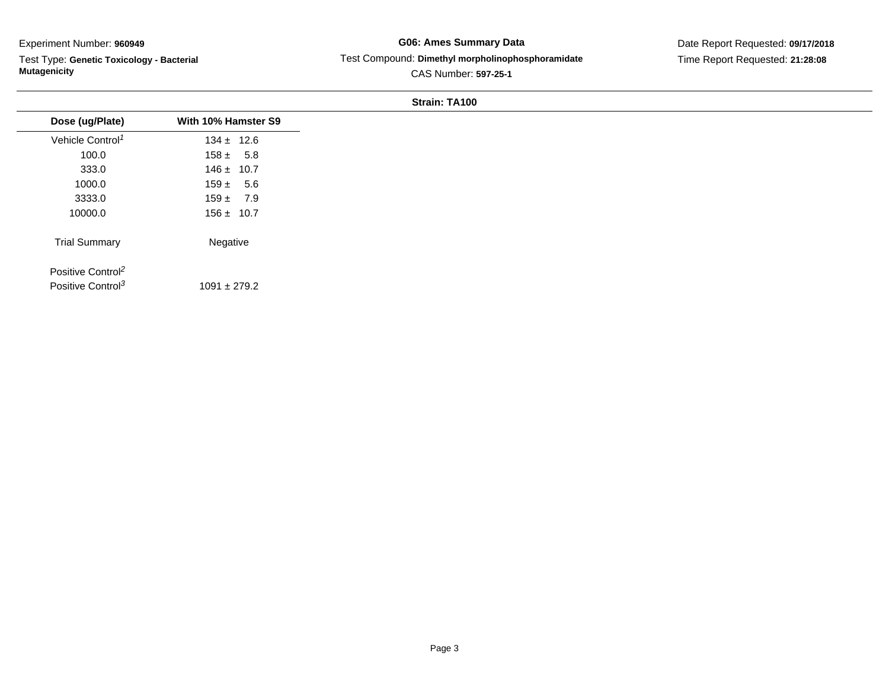Experiment Number: **960949**

Test Type: **Genetic Toxicology - Bacterial Mutagenicity**

**G06: Ames Summary Data**

Test Compound: **Dimethyl morpholinophosphoramidate**

CAS Number: **597-25-1**

Date Report Requested: **09/17/2018**

Time Report Requested: **21:28:08**

**Strain: TA100**

| Dose (ug/Plate) | With 10% Hamster S9 |
|---|---|
| Vehicle Control[1] | 134 ± 12.6 |
| 100.0 | 158 ± 5.8 |
| 333.0 | 146 ± 10.7 |
| 1000.0 | 159 ± 5.6 |
| 3333.0 | 159 ± 7.9 |
| 10000.0 | 156 ± 10.7 |
| Trial Summary | Negative |
| Positive Control[2] | |
| Positive Control[3] | 1091 ± 279.2 |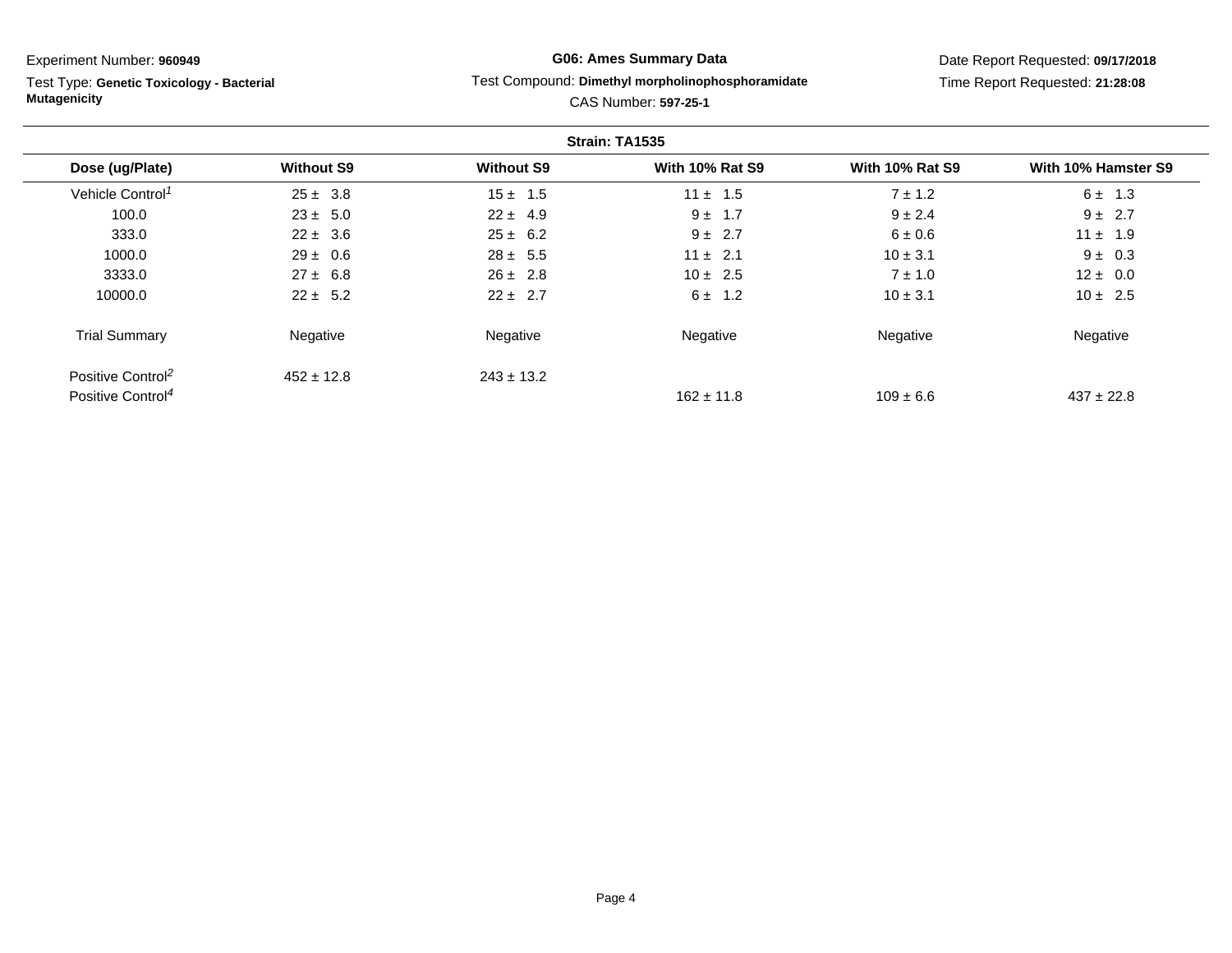Experiment Number: **960949**

Test Type: **Genetic Toxicology - Bacterial Mutagenicity**

**G06: Ames Summary Data**

Test Compound: **Dimethyl morpholinophosphoramidate**

CAS Number: **597-25-1**

Date Report Requested: **09/17/2018**

Time Report Requested: **21:28:08**

**Strain: TA1535**

| Dose (ug/Plate) | Without S9 | Without S9 | With 10% Rat S9 | With 10% Rat S9 | With 10% Hamster S9 |
|---|---|---|---|---|---|
| Vehicle Control[1] | 25 ± 3.8 | 15 ± 1.5 | 11 ± 1.5 | 7 ± 1.2 | 6 ± 1.3 |
| 100.0 | 23 ± 5.0 | 22 ± 4.9 | 9 ± 1.7 | 9 ± 2.4 | 9 ± 2.7 |
| 333.0 | 22 ± 3.6 | 25 ± 6.2 | 9 ± 2.7 | 6 ± 0.6 | 11 ± 1.9 |
| 1000.0 | 29 ± 0.6 | 28 ± 5.5 | 11 ± 2.1 | 10 ± 3.1 | 9 ± 0.3 |
| 3333.0 | 27 ± 6.8 | 26 ± 2.8 | 10 ± 2.5 | 7 ± 1.0 | 12 ± 0.0 |
| 10000.0 | 22 ± 5.2 | 22 ± 2.7 | 6 ± 1.2 | 10 ± 3.1 | 10 ± 2.5 |
| Trial Summary | Negative | Negative | Negative | Negative | Negative |
| Positive Control[2] | 452 ± 12.8 | 243 ± 13.2 | | | |
| Positive Control[4] | | | 162 ± 11.8 | 109 ± 6.6 | 437 ± 22.8 |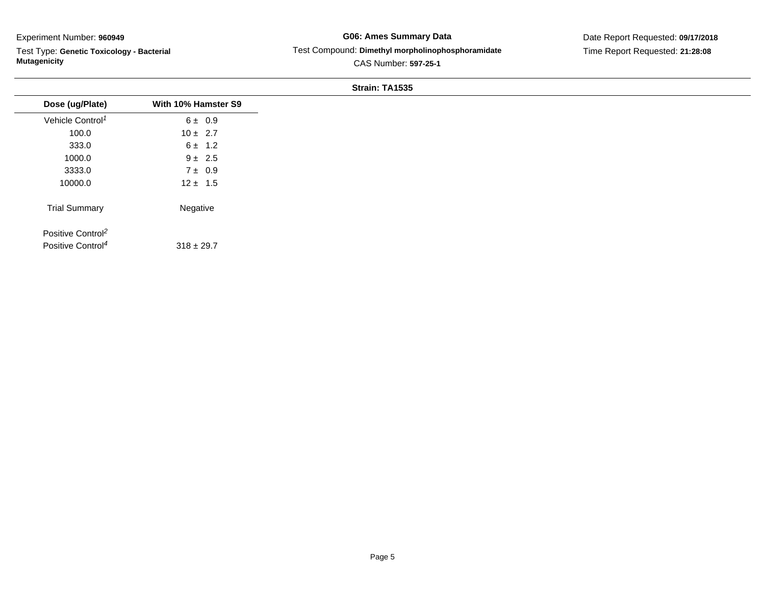Experiment Number: **960949**

Test Type: **Genetic Toxicology - Bacterial Mutagenicity**

**G06: Ames Summary Data**

Test Compound: **Dimethyl morpholinophosphoramidate**

CAS Number: **597-25-1**

Date Report Requested: **09/17/2018**

Time Report Requested: **21:28:08**

**Strain: TA1535**

| Dose (ug/Plate) | With 10% Hamster S9 |
|---|---|
| Vehicle Control[1] | 6 ± 0.9 |
| 100.0 | 10 ± 2.7 |
| 333.0 | 6 ± 1.2 |
| 1000.0 | 9 ± 2.5 |
| 3333.0 | 7 ± 0.9 |
| 10000.0 | 12 ± 1.5 |
| Trial Summary | Negative |
| Positive Control[2] | |
| Positive Control[4] | 318 ± 29.7 |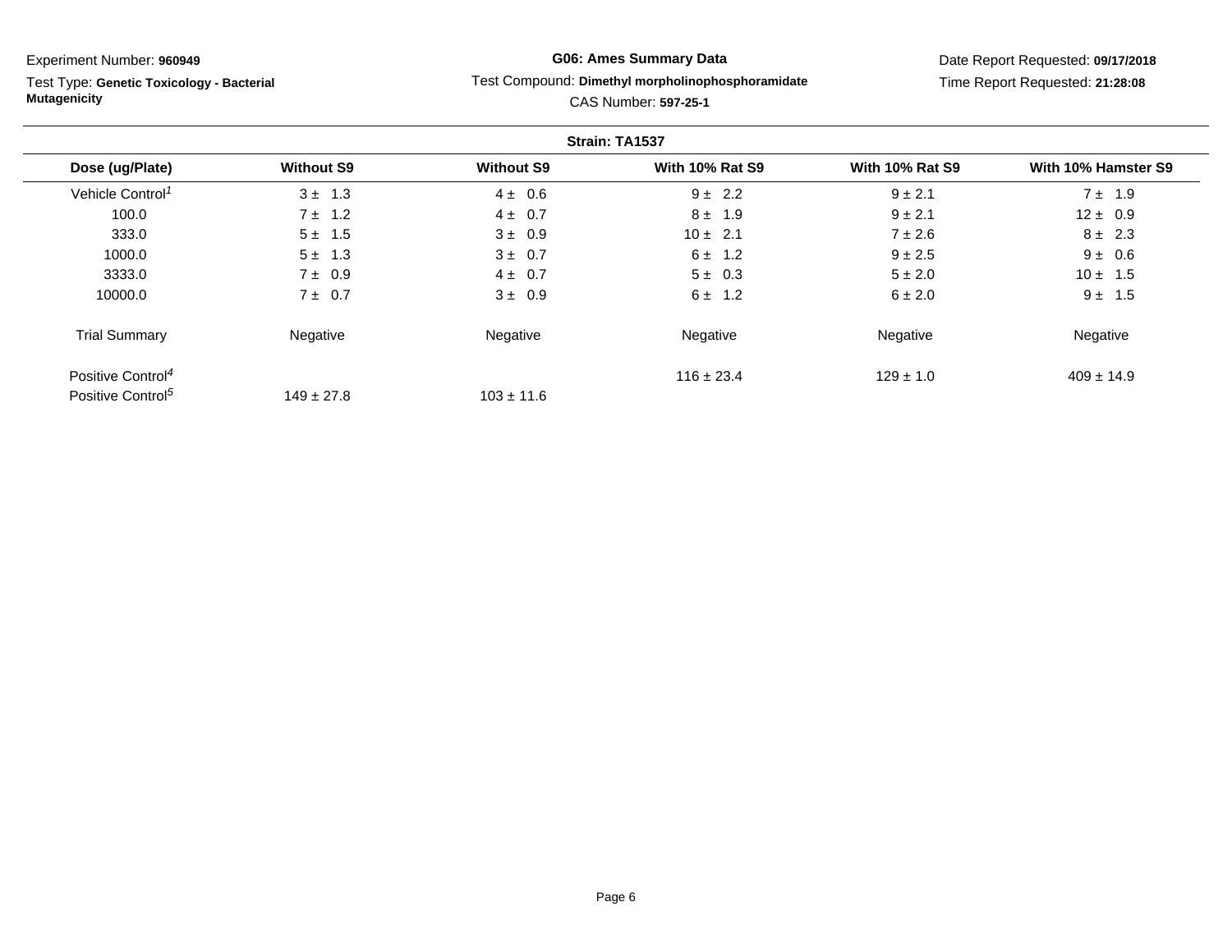Experiment Number: **960949**

Test Type: **Genetic Toxicology - Bacterial Mutagenicity**

**G06: Ames Summary Data**

Test Compound: **Dimethyl morpholinophosphoramidate**

CAS Number: **597-25-1**

Date Report Requested: **09/17/2018**

Time Report Requested: **21:28:08**

**Strain: TA1537**

| Dose (ug/Plate) | Without S9 | Without S9 | With 10% Rat S9 | With 10% Rat S9 | With 10% Hamster S9 |
|---|---|---|---|---|---|
| Vehicle Control[1] | 3 ± 1.3 | 4 ± 0.6 | 9 ± 2.2 | 9 ± 2.1 | 7 ± 1.9 |
| 100.0 | 7 ± 1.2 | 4 ± 0.7 | 8 ± 1.9 | 9 ± 2.1 | 12 ± 0.9 |
| 333.0 | 5 ± 1.5 | 3 ± 0.9 | 10 ± 2.1 | 7 ± 2.6 | 8 ± 2.3 |
| 1000.0 | 5 ± 1.3 | 3 ± 0.7 | 6 ± 1.2 | 9 ± 2.5 | 9 ± 0.6 |
| 3333.0 | 7 ± 0.9 | 4 ± 0.7 | 5 ± 0.3 | 5 ± 2.0 | 10 ± 1.5 |
| 10000.0 | 7 ± 0.7 | 3 ± 0.9 | 6 ± 1.2 | 6 ± 2.0 | 9 ± 1.5 |
| Trial Summary | Negative | Negative | Negative | Negative | Negative |
| Positive Control[4] | | | 116 ± 23.4 | 129 ± 1.0 | 409 ± 14.9 |
| Positive Control[5] | 149 ± 27.8 | 103 ± 11.6 | | | |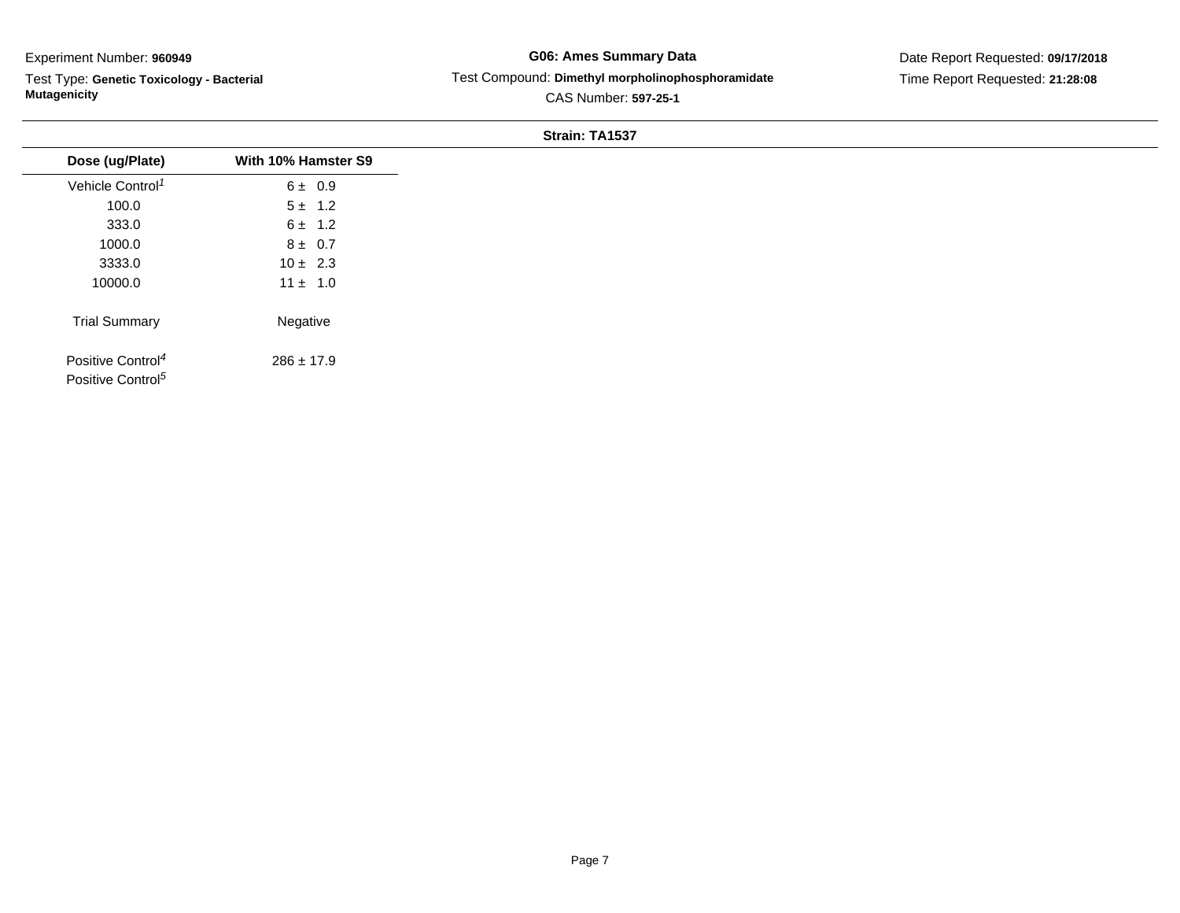Experiment Number: **960949**

Test Type: **Genetic Toxicology - Bacterial Mutagenicity**

**G06: Ames Summary Data**

Test Compound: **Dimethyl morpholinophosphoramidate**

CAS Number: **597-25-1**

Date Report Requested: **09/17/2018**

Time Report Requested: **21:28:08**

**Strain: TA1537**

| Dose (ug/Plate) | With 10% Hamster S9 |
|---|---|
| Vehicle Control[1] | 6 ± 0.9 |
| 100.0 | 5 ± 1.2 |
| 333.0 | 6 ± 1.2 |
| 1000.0 | 8 ± 0.7 |
| 3333.0 | 10 ± 2.3 |
| 10000.0 | 11 ± 1.0 |
| Trial Summary | Negative |
| Positive Control[4] | 286 ± 17.9 |
| Positive Control[5] | |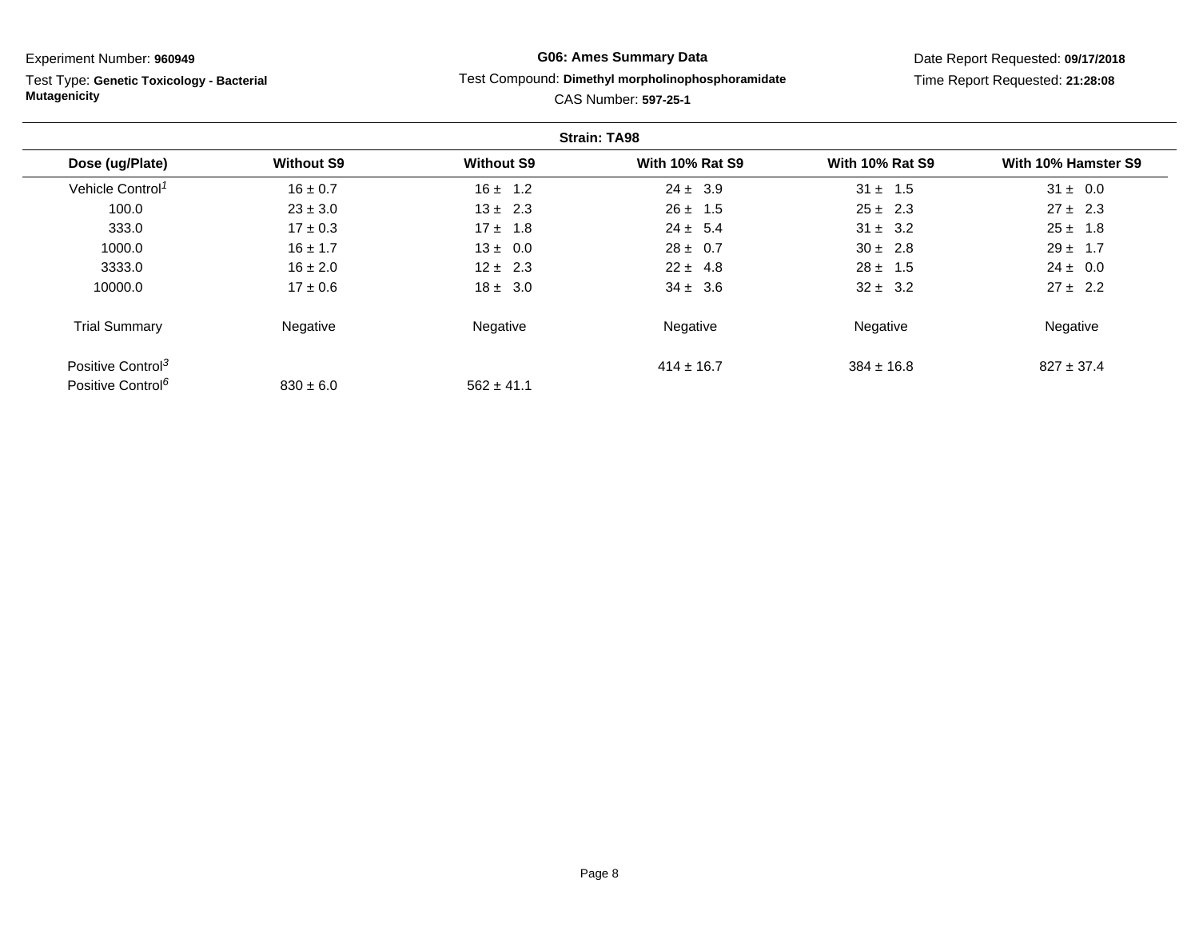Experiment Number: **960949**

Test Type: **Genetic Toxicology - Bacterial Mutagenicity**

**G06: Ames Summary Data**

Test Compound: **Dimethyl morpholinophosphoramidate**

CAS Number: **597-25-1**

Date Report Requested: **09/17/2018**

Time Report Requested: **21:28:08**

**Strain: TA98**

| Dose (ug/Plate) | Without S9 | Without S9 | With 10% Rat S9 | With 10% Rat S9 | With 10% Hamster S9 |
|---|---|---|---|---|---|
| Vehicle Control[1] | 16 ± 0.7 | 16 ± 1.2 | 24 ± 3.9 | 31 ± 1.5 | 31 ± 0.0 |
| 100.0 | 23 ± 3.0 | 13 ± 2.3 | 26 ± 1.5 | 25 ± 2.3 | 27 ± 2.3 |
| 333.0 | 17 ± 0.3 | 17 ± 1.8 | 24 ± 5.4 | 31 ± 3.2 | 25 ± 1.8 |
| 1000.0 | 16 ± 1.7 | 13 ± 0.0 | 28 ± 0.7 | 30 ± 2.8 | 29 ± 1.7 |
| 3333.0 | 16 ± 2.0 | 12 ± 2.3 | 22 ± 4.8 | 28 ± 1.5 | 24 ± 0.0 |
| 10000.0 | 17 ± 0.6 | 18 ± 3.0 | 34 ± 3.6 | 32 ± 3.2 | 27 ± 2.2 |
| Trial Summary | Negative | Negative | Negative | Negative | Negative |
| Positive Control[3] | | | 414 ± 16.7 | 384 ± 16.8 | 827 ± 37.4 |
| Positive Control[6] | 830 ± 6.0 | 562 ± 41.1 | | | |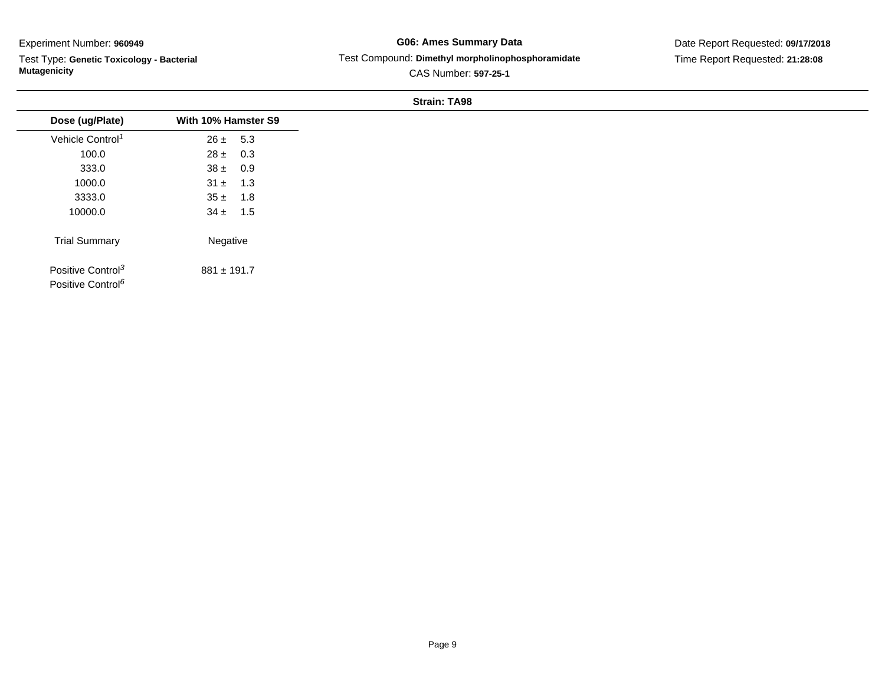Experiment Number: **960949**

Test Type: **Genetic Toxicology - Bacterial Mutagenicity**

**G06: Ames Summary Data**

Test Compound: **Dimethyl morpholinophosphoramidate**

CAS Number: **597-25-1**

Date Report Requested: **09/17/2018**

Time Report Requested: **21:28:08**

**Strain: TA98**

| Dose (ug/Plate) | With 10% Hamster S9 |
|---|---|
| Vehicle Control[1] | 26 ± 5.3 |
| 100.0 | 28 ± 0.3 |
| 333.0 | 38 ± 0.9 |
| 1000.0 | 31 ± 1.3 |
| 3333.0 | 35 ± 1.8 |
| 10000.0 | 34 ± 1.5 |
| Trial Summary | Negative |
| Positive Control[3] | 881 ± 191.7 |
| Positive Control[6] | |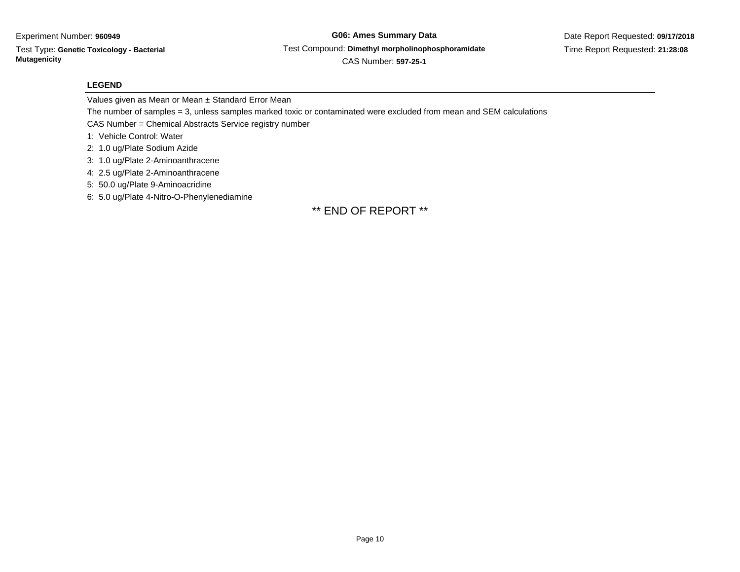Experiment Number: **960949**

Test Type: **Genetic Toxicology - Bacterial Mutagenicity**

**G06: Ames Summary Data**

Test Compound: **Dimethyl morpholinophosphoramidate**

CAS Number: **597-25-1**

Date Report Requested: **09/17/2018**

Time Report Requested: **21:28:08**

**LEGEND**

Values given as Mean or Mean ± Standard Error Mean

The number of samples = 3, unless samples marked toxic or contaminated were excluded from mean and SEM calculations

CAS Number = Chemical Abstracts Service registry number

1: Vehicle Control: Water

2: 1.0 ug/Plate Sodium Azide

3: 1.0 ug/Plate 2-Aminoanthracene

4: 2.5 ug/Plate 2-Aminoanthracene

5: 50.0 ug/Plate 9-Aminoacridine

6: 5.0 ug/Plate 4-Nitro-O-Phenylenediamine

** END OF REPORT **